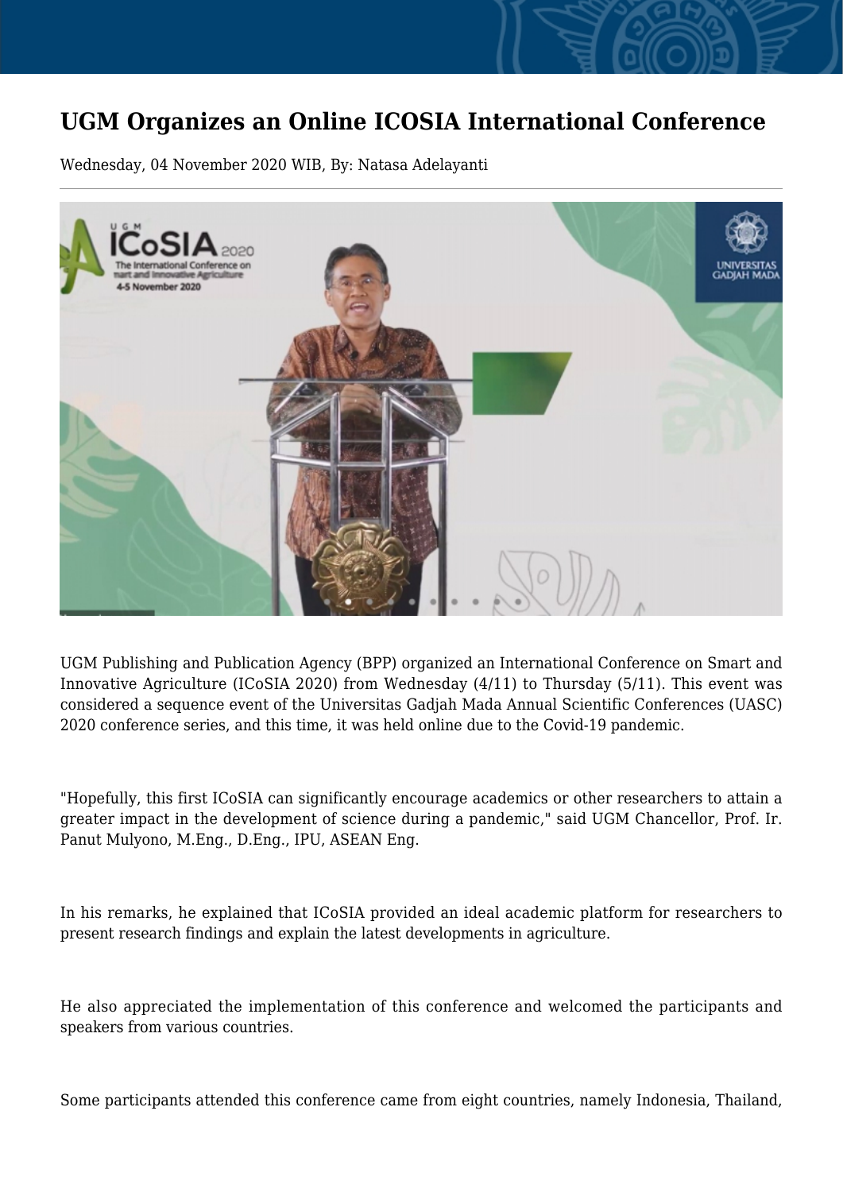# UGM Organizes an Online ICOSIA International Conference

Wednesday, 04 November 2020 WIB, By: Natasa Adelayanti

UGM Publishing and Publication Agency (BPP) organized an International Conference on Smart and Innovative Agriculture (ICoSIA 2020) from Wednesday (4/11) to Thursday (5/11). This event was considered a sequence event of the Universitas Gadjah Mada Annual Scientific Conferences (UASC) 2020 conference series, and this time, it was held online due to the Covid-19 pandemic.

"Hopefully, this first ICoSIA can significantly encourage academics or other researchers to attain a greater impact in the development of science during a pandemic," said UGM Chancellor, Prof. Ir. Panut Mulyono, M.Eng., D.Eng., IPU, ASEAN Eng.

In his remarks, he explained that ICoSIA provided an ideal academic platform for researchers to present research findings and explain the latest developments in agriculture.

He also appreciated the implementation of this conference and welcomed the participants and speakers from various countries.

Some participants attended this conference came from eight countries, namely Indonesia, Thailand,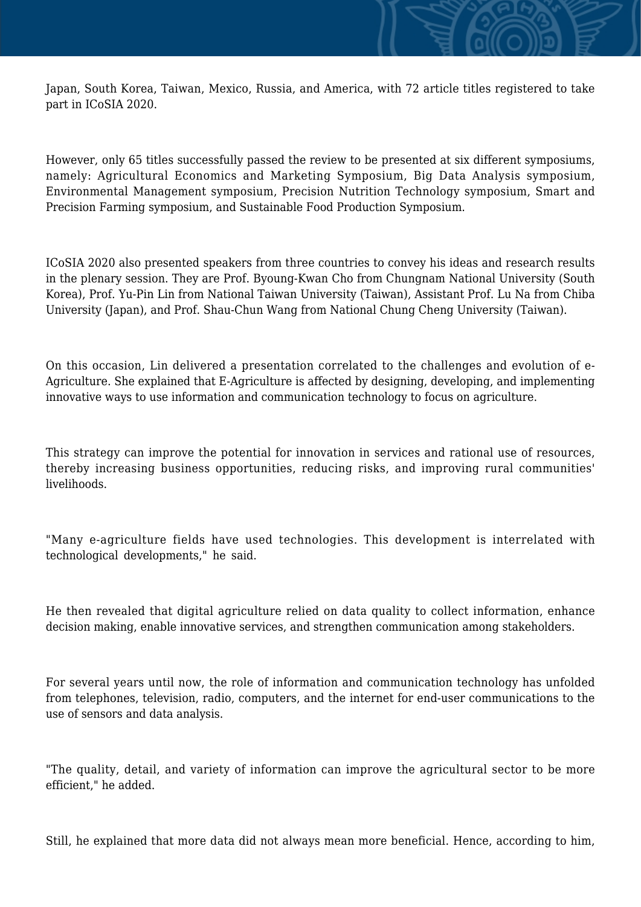Japan, South Korea, Taiwan, Mexico, Russia, and America, with 72 article titles registered to take part in ICoSIA 2020.

However, only 65 titles successfully passed the review to be presented at six different symposiums, namely: Agricultural Economics and Marketing Symposium, Big Data Analysis symposium, Environmental Management symposium, Precision Nutrition Technology symposium, Smart and Precision Farming symposium, and Sustainable Food Production Symposium.

ICoSIA 2020 also presented speakers from three countries to convey his ideas and research results in the plenary session. They are Prof. Byoung-Kwan Cho from Chungnam National University (South Korea), Prof. Yu-Pin Lin from National Taiwan University (Taiwan), Assistant Prof. Lu Na from Chiba University (Japan), and Prof. Shau-Chun Wang from National Chung Cheng University (Taiwan).

On this occasion, Lin delivered a presentation correlated to the challenges and evolution of e-Agriculture. She explained that E-Agriculture is affected by designing, developing, and implementing innovative ways to use information and communication technology to focus on agriculture.

This strategy can improve the potential for innovation in services and rational use of resources, thereby increasing business opportunities, reducing risks, and improving rural communities' livelihoods.

"Many e-agriculture fields have used technologies. This development is interrelated with technological developments," he said.

He then revealed that digital agriculture relied on data quality to collect information, enhance decision making, enable innovative services, and strengthen communication among stakeholders.

For several years until now, the role of information and communication technology has unfolded from telephones, television, radio, computers, and the internet for end-user communications to the use of sensors and data analysis.

"The quality, detail, and variety of information can improve the agricultural sector to be more efficient," he added.

Still, he explained that more data did not always mean more beneficial. Hence, according to him,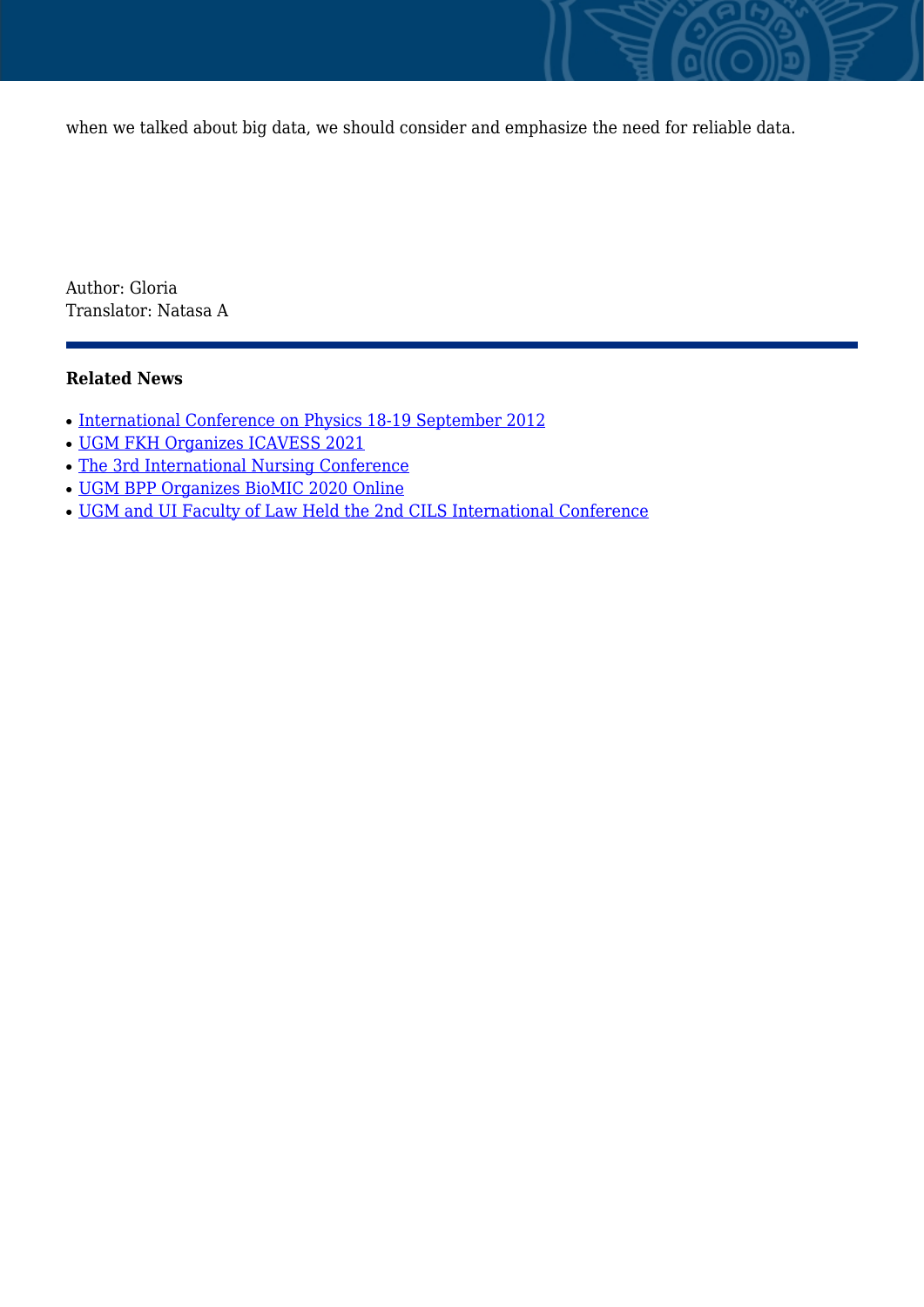when we talked about big data, we should consider and emphasize the need for reliable data.

Author: Gloria
Translator: Natasa A

---

**Related News**

- International Conference on Physics 18-19 September 2012
- UGM FKH Organizes ICAVESS 2021
- The 3rd International Nursing Conference
- UGM BPP Organizes BioMIC 2020 Online
- UGM and UI Faculty of Law Held the 2nd CILS International Conference